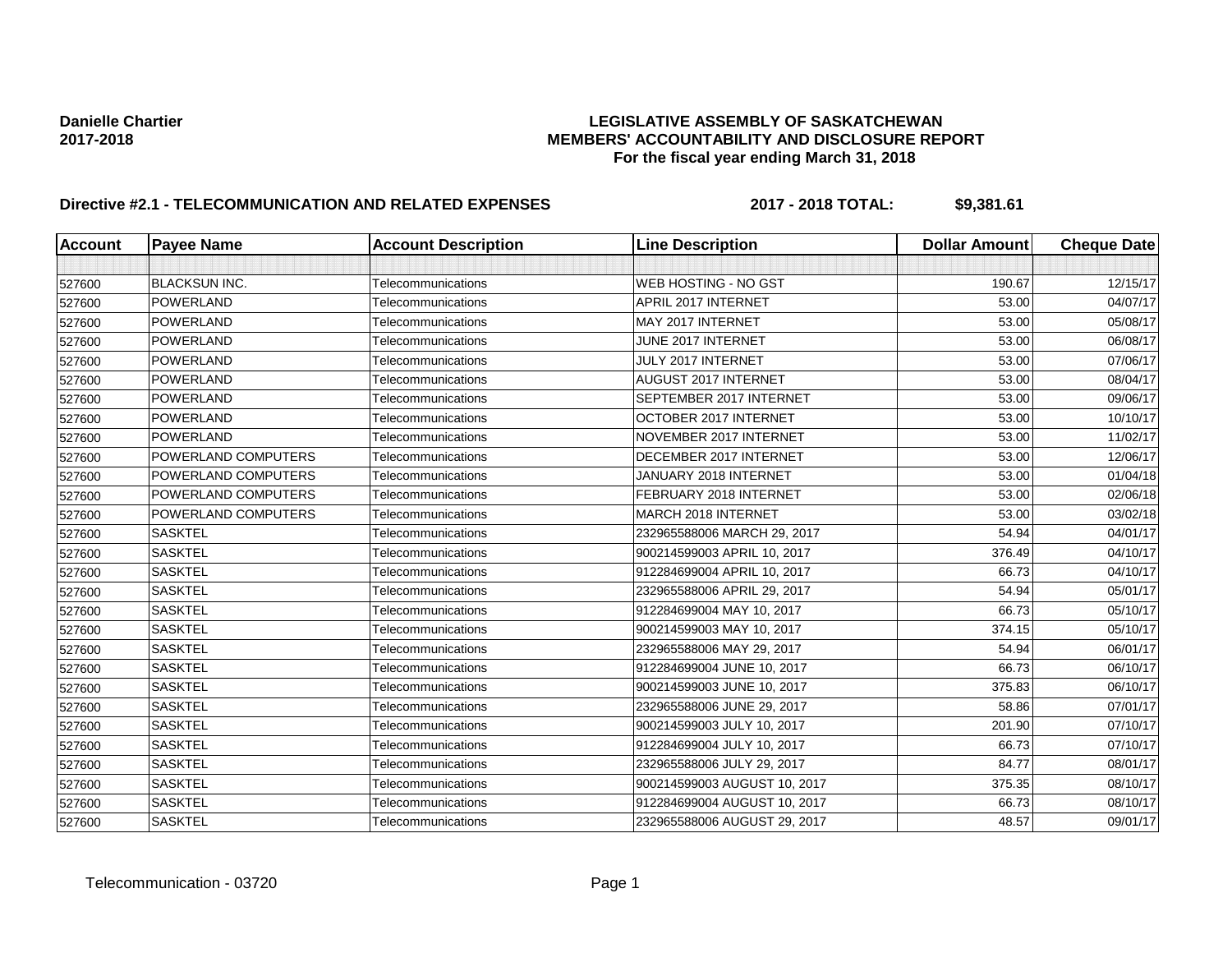**Danielle Chartier**
**2017-2018**

**LEGISLATIVE ASSEMBLY OF SASKATCHEWAN**
**MEMBERS' ACCOUNTABILITY AND DISCLOSURE REPORT**
**For the fiscal year ending March 31, 2018**

**Directive #2.1 - TELECOMMUNICATION AND RELATED EXPENSES** **2017 - 2018 TOTAL: $9,381.61**

| Account | Payee Name | Account Description | Line Description | Dollar Amount | Cheque Date |
|---|---|---|---|---|---|
| | | | | | |
| 527600 | BLACKSUN INC. | Telecommunications | WEB HOSTING - NO GST | 190.67 | 12/15/17 |
| 527600 | POWERLAND | Telecommunications | APRIL 2017 INTERNET | 53.00 | 04/07/17 |
| 527600 | POWERLAND | Telecommunications | MAY 2017 INTERNET | 53.00 | 05/08/17 |
| 527600 | POWERLAND | Telecommunications | JUNE 2017 INTERNET | 53.00 | 06/08/17 |
| 527600 | POWERLAND | Telecommunications | JULY 2017 INTERNET | 53.00 | 07/06/17 |
| 527600 | POWERLAND | Telecommunications | AUGUST 2017 INTERNET | 53.00 | 08/04/17 |
| 527600 | POWERLAND | Telecommunications | SEPTEMBER 2017 INTERNET | 53.00 | 09/06/17 |
| 527600 | POWERLAND | Telecommunications | OCTOBER 2017 INTERNET | 53.00 | 10/10/17 |
| 527600 | POWERLAND | Telecommunications | NOVEMBER 2017 INTERNET | 53.00 | 11/02/17 |
| 527600 | POWERLAND COMPUTERS | Telecommunications | DECEMBER 2017 INTERNET | 53.00 | 12/06/17 |
| 527600 | POWERLAND COMPUTERS | Telecommunications | JANUARY 2018 INTERNET | 53.00 | 01/04/18 |
| 527600 | POWERLAND COMPUTERS | Telecommunications | FEBRUARY 2018 INTERNET | 53.00 | 02/06/18 |
| 527600 | POWERLAND COMPUTERS | Telecommunications | MARCH 2018 INTERNET | 53.00 | 03/02/18 |
| 527600 | SASKTEL | Telecommunications | 232965588006 MARCH 29, 2017 | 54.94 | 04/01/17 |
| 527600 | SASKTEL | Telecommunications | 900214599003 APRIL 10, 2017 | 376.49 | 04/10/17 |
| 527600 | SASKTEL | Telecommunications | 912284699004 APRIL 10, 2017 | 66.73 | 04/10/17 |
| 527600 | SASKTEL | Telecommunications | 232965588006 APRIL 29, 2017 | 54.94 | 05/01/17 |
| 527600 | SASKTEL | Telecommunications | 912284699004 MAY 10, 2017 | 66.73 | 05/10/17 |
| 527600 | SASKTEL | Telecommunications | 900214599003 MAY 10, 2017 | 374.15 | 05/10/17 |
| 527600 | SASKTEL | Telecommunications | 232965588006 MAY 29, 2017 | 54.94 | 06/01/17 |
| 527600 | SASKTEL | Telecommunications | 912284699004 JUNE 10, 2017 | 66.73 | 06/10/17 |
| 527600 | SASKTEL | Telecommunications | 900214599003 JUNE 10, 2017 | 375.83 | 06/10/17 |
| 527600 | SASKTEL | Telecommunications | 232965588006 JUNE 29, 2017 | 58.86 | 07/01/17 |
| 527600 | SASKTEL | Telecommunications | 900214599003 JULY 10, 2017 | 201.90 | 07/10/17 |
| 527600 | SASKTEL | Telecommunications | 912284699004 JULY 10, 2017 | 66.73 | 07/10/17 |
| 527600 | SASKTEL | Telecommunications | 232965588006 JULY 29, 2017 | 84.77 | 08/01/17 |
| 527600 | SASKTEL | Telecommunications | 900214599003 AUGUST 10, 2017 | 375.35 | 08/10/17 |
| 527600 | SASKTEL | Telecommunications | 912284699004 AUGUST 10, 2017 | 66.73 | 08/10/17 |
| 527600 | SASKTEL | Telecommunications | 232965588006 AUGUST 29, 2017 | 48.57 | 09/01/17 |

Telecommunication - 03720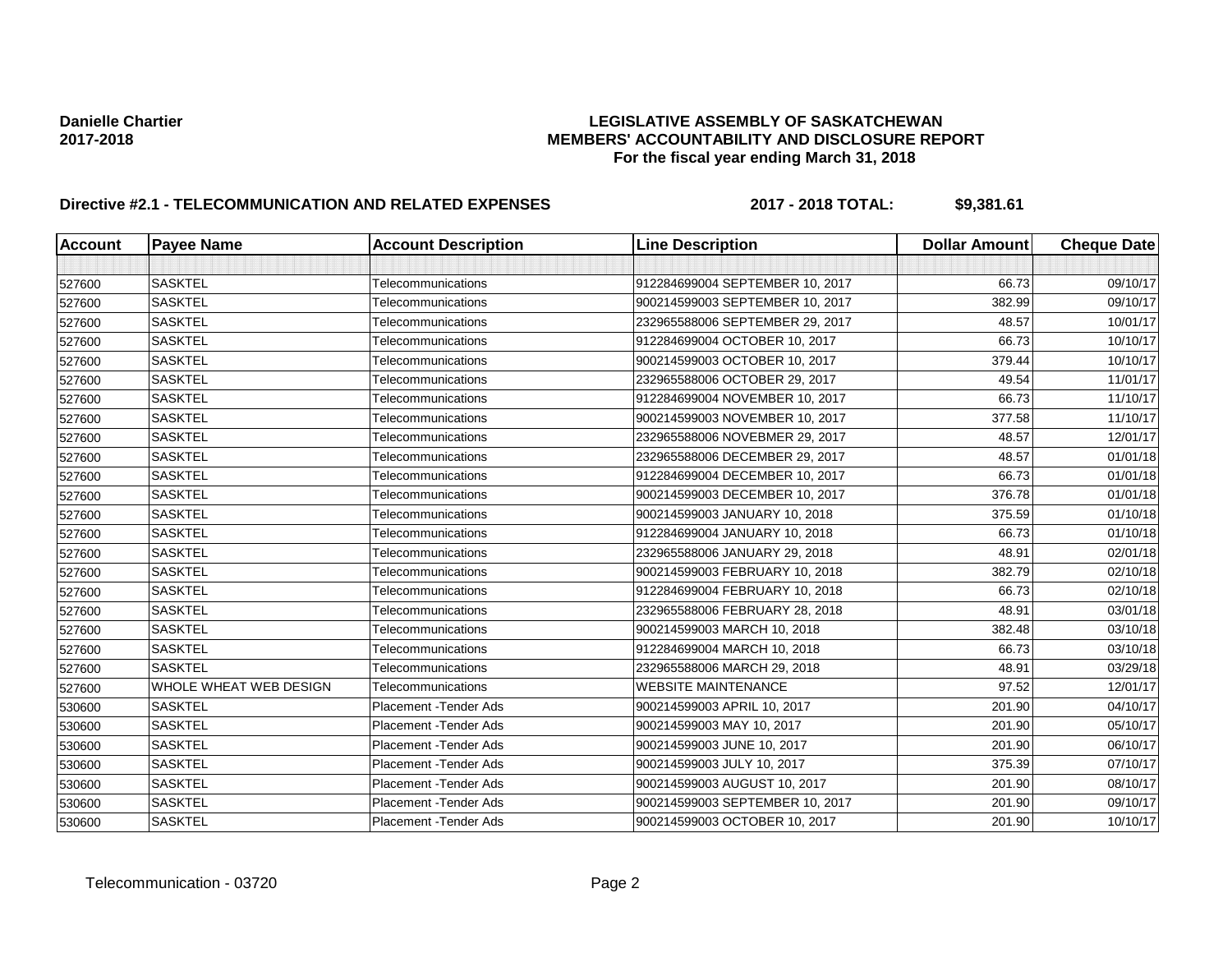**Danielle Chartier**
**2017-2018**

**LEGISLATIVE ASSEMBLY OF SASKATCHEWAN**
**MEMBERS' ACCOUNTABILITY AND DISCLOSURE REPORT**
**For the fiscal year ending March 31, 2018**

**Directive #2.1 - TELECOMMUNICATION AND RELATED EXPENSES** **2017 - 2018 TOTAL: $9,381.61**

| Account | Payee Name | Account Description | Line Description | Dollar Amount | Cheque Date |
|---|---|---|---|---|---|
| | | | | | |
| 527600 | SASKTEL | Telecommunications | 912284699004 SEPTEMBER 10, 2017 | 66.73 | 09/10/17 |
| 527600 | SASKTEL | Telecommunications | 900214599003 SEPTEMBER 10, 2017 | 382.99 | 09/10/17 |
| 527600 | SASKTEL | Telecommunications | 232965588006 SEPTEMBER 29, 2017 | 48.57 | 10/01/17 |
| 527600 | SASKTEL | Telecommunications | 912284699004 OCTOBER 10, 2017 | 66.73 | 10/10/17 |
| 527600 | SASKTEL | Telecommunications | 900214599003 OCTOBER 10, 2017 | 379.44 | 10/10/17 |
| 527600 | SASKTEL | Telecommunications | 232965588006 OCTOBER 29, 2017 | 49.54 | 11/01/17 |
| 527600 | SASKTEL | Telecommunications | 912284699004 NOVEMBER 10, 2017 | 66.73 | 11/10/17 |
| 527600 | SASKTEL | Telecommunications | 900214599003 NOVEMBER 10, 2017 | 377.58 | 11/10/17 |
| 527600 | SASKTEL | Telecommunications | 232965588006 NOVEBMER 29, 2017 | 48.57 | 12/01/17 |
| 527600 | SASKTEL | Telecommunications | 232965588006 DECEMBER 29, 2017 | 48.57 | 01/01/18 |
| 527600 | SASKTEL | Telecommunications | 912284699004 DECEMBER 10, 2017 | 66.73 | 01/01/18 |
| 527600 | SASKTEL | Telecommunications | 900214599003 DECEMBER 10, 2017 | 376.78 | 01/01/18 |
| 527600 | SASKTEL | Telecommunications | 900214599003 JANUARY 10, 2018 | 375.59 | 01/10/18 |
| 527600 | SASKTEL | Telecommunications | 912284699004 JANUARY 10, 2018 | 66.73 | 01/10/18 |
| 527600 | SASKTEL | Telecommunications | 232965588006 JANUARY 29, 2018 | 48.91 | 02/01/18 |
| 527600 | SASKTEL | Telecommunications | 900214599003 FEBRUARY 10, 2018 | 382.79 | 02/10/18 |
| 527600 | SASKTEL | Telecommunications | 912284699004 FEBRUARY 10, 2018 | 66.73 | 02/10/18 |
| 527600 | SASKTEL | Telecommunications | 232965588006 FEBRUARY 28, 2018 | 48.91 | 03/01/18 |
| 527600 | SASKTEL | Telecommunications | 900214599003 MARCH 10, 2018 | 382.48 | 03/10/18 |
| 527600 | SASKTEL | Telecommunications | 912284699004 MARCH 10, 2018 | 66.73 | 03/10/18 |
| 527600 | SASKTEL | Telecommunications | 232965588006 MARCH 29, 2018 | 48.91 | 03/29/18 |
| 527600 | WHOLE WHEAT WEB DESIGN | Telecommunications | WEBSITE MAINTENANCE | 97.52 | 12/01/17 |
| 530600 | SASKTEL | Placement -Tender Ads | 900214599003 APRIL 10, 2017 | 201.90 | 04/10/17 |
| 530600 | SASKTEL | Placement -Tender Ads | 900214599003 MAY 10, 2017 | 201.90 | 05/10/17 |
| 530600 | SASKTEL | Placement -Tender Ads | 900214599003 JUNE 10, 2017 | 201.90 | 06/10/17 |
| 530600 | SASKTEL | Placement -Tender Ads | 900214599003 JULY 10, 2017 | 375.39 | 07/10/17 |
| 530600 | SASKTEL | Placement -Tender Ads | 900214599003 AUGUST 10, 2017 | 201.90 | 08/10/17 |
| 530600 | SASKTEL | Placement -Tender Ads | 900214599003 SEPTEMBER 10, 2017 | 201.90 | 09/10/17 |
| 530600 | SASKTEL | Placement -Tender Ads | 900214599003 OCTOBER 10, 2017 | 201.90 | 10/10/17 |

Telecommunication - 03720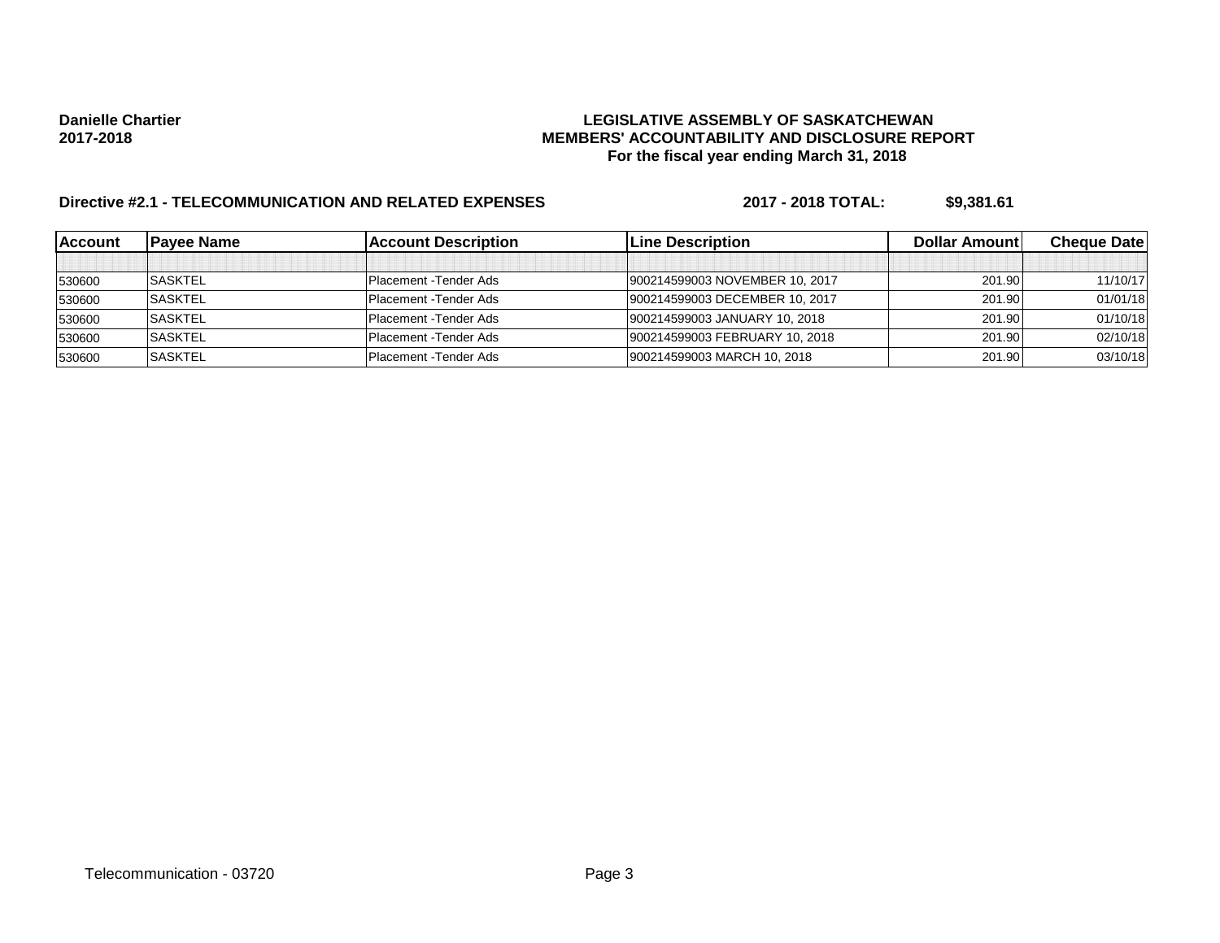**Danielle Chartier**
**2017-2018**

**LEGISLATIVE ASSEMBLY OF SASKATCHEWAN**
**MEMBERS' ACCOUNTABILITY AND DISCLOSURE REPORT**
**For the fiscal year ending March 31, 2018**

**Directive #2.1 - TELECOMMUNICATION AND RELATED EXPENSES** **2017 - 2018 TOTAL: $9,381.61**

| Account | Payee Name | Account Description | Line Description | Dollar Amount | Cheque Date |
|---|---|---|---|---|---|
| | | | | | |
| 530600 | SASKTEL | Placement -Tender Ads | 900214599003 NOVEMBER 10, 2017 | 201.90 | 11/10/17 |
| 530600 | SASKTEL | Placement -Tender Ads | 900214599003 DECEMBER 10, 2017 | 201.90 | 01/01/18 |
| 530600 | SASKTEL | Placement -Tender Ads | 900214599003 JANUARY 10, 2018 | 201.90 | 01/10/18 |
| 530600 | SASKTEL | Placement -Tender Ads | 900214599003 FEBRUARY 10, 2018 | 201.90 | 02/10/18 |
| 530600 | SASKTEL | Placement -Tender Ads | 900214599003 MARCH 10, 2018 | 201.90 | 03/10/18 |

Telecommunication - 03720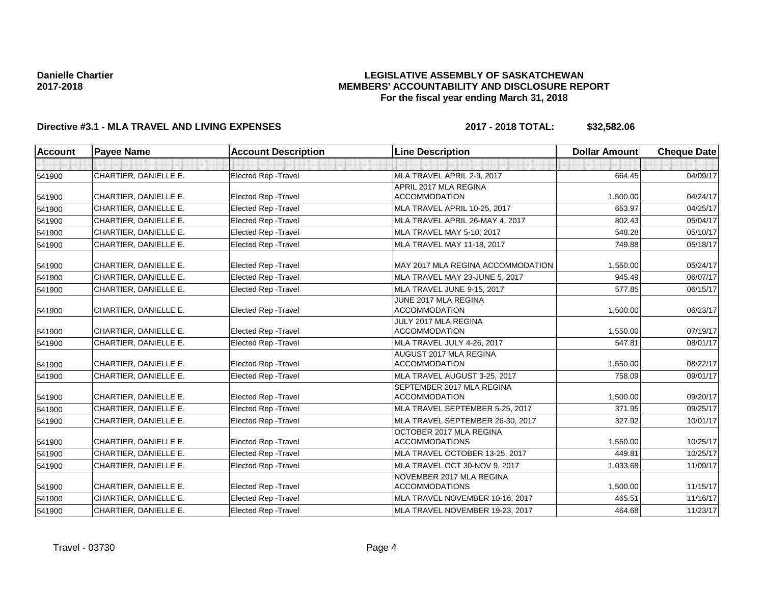**Danielle Chartier**
**2017-2018**

**LEGISLATIVE ASSEMBLY OF SASKATCHEWAN**
**MEMBERS' ACCOUNTABILITY AND DISCLOSURE REPORT**
**For the fiscal year ending March 31, 2018**

**Directive #3.1 - MLA TRAVEL AND LIVING EXPENSES** **2017 - 2018 TOTAL: $32,582.06**

| Account | Payee Name | Account Description | Line Description | Dollar Amount | Cheque Date |
|---|---|---|---|---|---|
| | | | | | |
| 541900 | CHARTIER, DANIELLE E. | Elected Rep -Travel | MLA TRAVEL APRIL 2-9, 2017 | 664.45 | 04/09/17 |
| 541900 | CHARTIER, DANIELLE E. | Elected Rep -Travel | APRIL 2017 MLA REGINA ACCOMMODATION | 1,500.00 | 04/24/17 |
| 541900 | CHARTIER, DANIELLE E. | Elected Rep -Travel | MLA TRAVEL APRIL 10-25, 2017 | 653.97 | 04/25/17 |
| 541900 | CHARTIER, DANIELLE E. | Elected Rep -Travel | MLA TRAVEL APRIL 26-MAY 4, 2017 | 802.43 | 05/04/17 |
| 541900 | CHARTIER, DANIELLE E. | Elected Rep -Travel | MLA TRAVEL MAY 5-10, 2017 | 548.28 | 05/10/17 |
| 541900 | CHARTIER, DANIELLE E. | Elected Rep -Travel | MLA TRAVEL MAY 11-18, 2017 | 749.88 | 05/18/17 |
| 541900 | CHARTIER, DANIELLE E. | Elected Rep -Travel | MAY 2017 MLA REGINA ACCOMMODATION | 1,550.00 | 05/24/17 |
| 541900 | CHARTIER, DANIELLE E. | Elected Rep -Travel | MLA TRAVEL MAY 23-JUNE 5, 2017 | 945.49 | 06/07/17 |
| 541900 | CHARTIER, DANIELLE E. | Elected Rep -Travel | MLA TRAVEL JUNE 9-15, 2017 | 577.85 | 06/15/17 |
| 541900 | CHARTIER, DANIELLE E. | Elected Rep -Travel | JUNE 2017 MLA REGINA ACCOMMODATION | 1,500.00 | 06/23/17 |
| 541900 | CHARTIER, DANIELLE E. | Elected Rep -Travel | JULY 2017 MLA REGINA ACCOMMODATION | 1,550.00 | 07/19/17 |
| 541900 | CHARTIER, DANIELLE E. | Elected Rep -Travel | MLA TRAVEL JULY 4-26, 2017 | 547.81 | 08/01/17 |
| 541900 | CHARTIER, DANIELLE E. | Elected Rep -Travel | AUGUST 2017 MLA REGINA ACCOMMODATION | 1,550.00 | 08/22/17 |
| 541900 | CHARTIER, DANIELLE E. | Elected Rep -Travel | MLA TRAVEL AUGUST 3-25, 2017 | 758.09 | 09/01/17 |
| 541900 | CHARTIER, DANIELLE E. | Elected Rep -Travel | SEPTEMBER 2017 MLA REGINA ACCOMMODATION | 1,500.00 | 09/20/17 |
| 541900 | CHARTIER, DANIELLE E. | Elected Rep -Travel | MLA TRAVEL SEPTEMBER 5-25, 2017 | 371.95 | 09/25/17 |
| 541900 | CHARTIER, DANIELLE E. | Elected Rep -Travel | MLA TRAVEL SEPTEMBER 26-30, 2017 | 327.92 | 10/01/17 |
| 541900 | CHARTIER, DANIELLE E. | Elected Rep -Travel | OCTOBER 2017 MLA REGINA ACCOMMODATIONS | 1,550.00 | 10/25/17 |
| 541900 | CHARTIER, DANIELLE E. | Elected Rep -Travel | MLA TRAVEL OCTOBER 13-25, 2017 | 449.81 | 10/25/17 |
| 541900 | CHARTIER, DANIELLE E. | Elected Rep -Travel | MLA TRAVEL OCT 30-NOV 9, 2017 | 1,033.68 | 11/09/17 |
| 541900 | CHARTIER, DANIELLE E. | Elected Rep -Travel | NOVEMBER 2017 MLA REGINA ACCOMMODATIONS | 1,500.00 | 11/15/17 |
| 541900 | CHARTIER, DANIELLE E. | Elected Rep -Travel | MLA TRAVEL NOVEMBER 10-16, 2017 | 465.51 | 11/16/17 |
| 541900 | CHARTIER, DANIELLE E. | Elected Rep -Travel | MLA TRAVEL NOVEMBER 19-23, 2017 | 464.68 | 11/23/17 |

Travel - 03730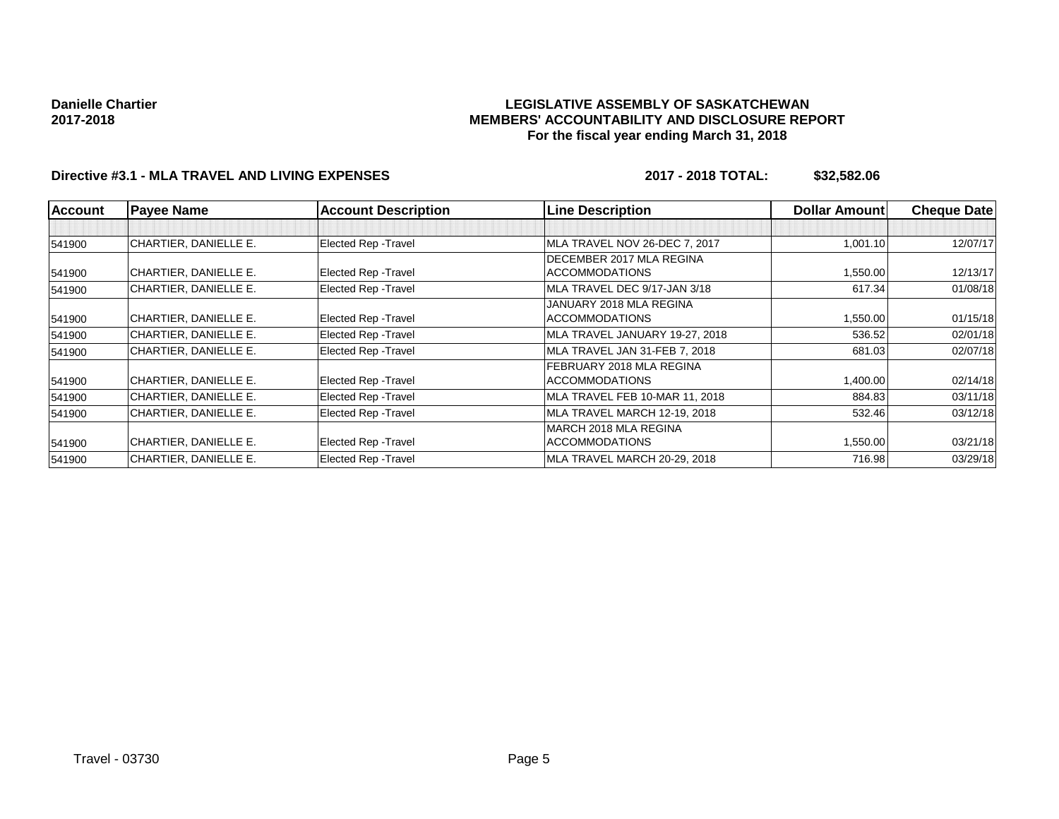**Danielle Chartier**
**2017-2018**

**LEGISLATIVE ASSEMBLY OF SASKATCHEWAN**
**MEMBERS' ACCOUNTABILITY AND DISCLOSURE REPORT**
**For the fiscal year ending March 31, 2018**

**Directive #3.1 - MLA TRAVEL AND LIVING EXPENSES** **2017 - 2018 TOTAL: $32,582.06**

| Account | Payee Name | Account Description | Line Description | Dollar Amount | Cheque Date |
|---|---|---|---|---|---|
| | | | | | |
| 541900 | CHARTIER, DANIELLE E. | Elected Rep -Travel | MLA TRAVEL NOV 26-DEC 7, 2017 | 1,001.10 | 12/07/17 |
| 541900 | CHARTIER, DANIELLE E. | Elected Rep -Travel | DECEMBER 2017 MLA REGINA ACCOMMODATIONS | 1,550.00 | 12/13/17 |
| 541900 | CHARTIER, DANIELLE E. | Elected Rep -Travel | MLA TRAVEL DEC 9/17-JAN 3/18 | 617.34 | 01/08/18 |
| 541900 | CHARTIER, DANIELLE E. | Elected Rep -Travel | JANUARY 2018 MLA REGINA ACCOMMODATIONS | 1,550.00 | 01/15/18 |
| 541900 | CHARTIER, DANIELLE E. | Elected Rep -Travel | MLA TRAVEL JANUARY 19-27, 2018 | 536.52 | 02/01/18 |
| 541900 | CHARTIER, DANIELLE E. | Elected Rep -Travel | MLA TRAVEL JAN 31-FEB 7, 2018 | 681.03 | 02/07/18 |
| 541900 | CHARTIER, DANIELLE E. | Elected Rep -Travel | FEBRUARY 2018 MLA REGINA ACCOMMODATIONS | 1,400.00 | 02/14/18 |
| 541900 | CHARTIER, DANIELLE E. | Elected Rep -Travel | MLA TRAVEL FEB 10-MAR 11, 2018 | 884.83 | 03/11/18 |
| 541900 | CHARTIER, DANIELLE E. | Elected Rep -Travel | MLA TRAVEL MARCH 12-19, 2018 | 532.46 | 03/12/18 |
| 541900 | CHARTIER, DANIELLE E. | Elected Rep -Travel | MARCH 2018 MLA REGINA ACCOMMODATIONS | 1,550.00 | 03/21/18 |
| 541900 | CHARTIER, DANIELLE E. | Elected Rep -Travel | MLA TRAVEL MARCH 20-29, 2018 | 716.98 | 03/29/18 |

Travel - 03730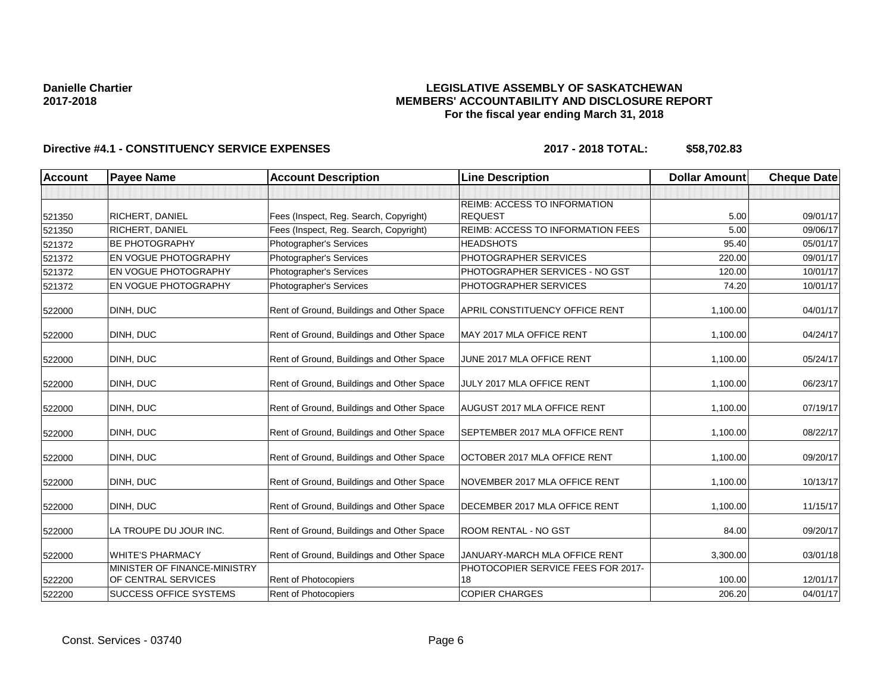**Danielle Chartier**
**2017-2018**

**LEGISLATIVE ASSEMBLY OF SASKATCHEWAN**
**MEMBERS' ACCOUNTABILITY AND DISCLOSURE REPORT**
**For the fiscal year ending March 31, 2018**

**Directive #4.1 - CONSTITUENCY SERVICE EXPENSES** **2017 - 2018 TOTAL: $58,702.83**

| Account | Payee Name | Account Description | Line Description | Dollar Amount | Cheque Date |
|---|---|---|---|---|---|
| | | | | | |
| 521350 | RICHERT, DANIEL | Fees (Inspect, Reg. Search, Copyright) | REIMB: ACCESS TO INFORMATION REQUEST | 5.00 | 09/01/17 |
| 521350 | RICHERT, DANIEL | Fees (Inspect, Reg. Search, Copyright) | REIMB: ACCESS TO INFORMATION FEES | 5.00 | 09/06/17 |
| 521372 | BE PHOTOGRAPHY | Photographer's Services | HEADSHOTS | 95.40 | 05/01/17 |
| 521372 | EN VOGUE PHOTOGRAPHY | Photographer's Services | PHOTOGRAPHER SERVICES | 220.00 | 09/01/17 |
| 521372 | EN VOGUE PHOTOGRAPHY | Photographer's Services | PHOTOGRAPHER SERVICES - NO GST | 120.00 | 10/01/17 |
| 521372 | EN VOGUE PHOTOGRAPHY | Photographer's Services | PHOTOGRAPHER SERVICES | 74.20 | 10/01/17 |
| 522000 | DINH, DUC | Rent of Ground, Buildings and Other Space | APRIL CONSTITUENCY OFFICE RENT | 1,100.00 | 04/01/17 |
| 522000 | DINH, DUC | Rent of Ground, Buildings and Other Space | MAY 2017 MLA OFFICE RENT | 1,100.00 | 04/24/17 |
| 522000 | DINH, DUC | Rent of Ground, Buildings and Other Space | JUNE 2017 MLA OFFICE RENT | 1,100.00 | 05/24/17 |
| 522000 | DINH, DUC | Rent of Ground, Buildings and Other Space | JULY 2017 MLA OFFICE RENT | 1,100.00 | 06/23/17 |
| 522000 | DINH, DUC | Rent of Ground, Buildings and Other Space | AUGUST 2017 MLA OFFICE RENT | 1,100.00 | 07/19/17 |
| 522000 | DINH, DUC | Rent of Ground, Buildings and Other Space | SEPTEMBER 2017 MLA OFFICE RENT | 1,100.00 | 08/22/17 |
| 522000 | DINH, DUC | Rent of Ground, Buildings and Other Space | OCTOBER 2017 MLA OFFICE RENT | 1,100.00 | 09/20/17 |
| 522000 | DINH, DUC | Rent of Ground, Buildings and Other Space | NOVEMBER 2017 MLA OFFICE RENT | 1,100.00 | 10/13/17 |
| 522000 | DINH, DUC | Rent of Ground, Buildings and Other Space | DECEMBER 2017 MLA OFFICE RENT | 1,100.00 | 11/15/17 |
| 522000 | LA TROUPE DU JOUR INC. | Rent of Ground, Buildings and Other Space | ROOM RENTAL - NO GST | 84.00 | 09/20/17 |
| 522000 | WHITE'S PHARMACY | Rent of Ground, Buildings and Other Space | JANUARY-MARCH MLA OFFICE RENT | 3,300.00 | 03/01/18 |
| 522200 | MINISTER OF FINANCE-MINISTRY OF CENTRAL SERVICES | Rent of Photocopiers | PHOTOCOPIER SERVICE FEES FOR 2017-18 | 100.00 | 12/01/17 |
| 522200 | SUCCESS OFFICE SYSTEMS | Rent of Photocopiers | COPIER CHARGES | 206.20 | 04/01/17 |

Const. Services - 03740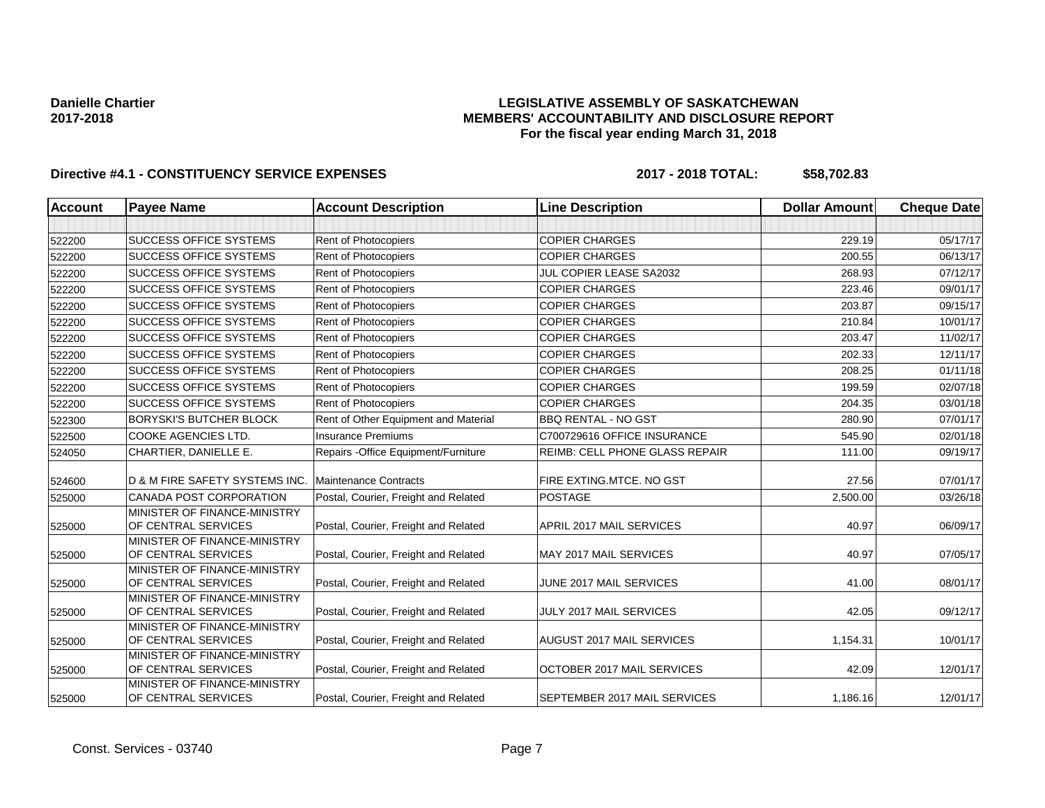**Danielle Chartier**
**2017-2018**

**LEGISLATIVE ASSEMBLY OF SASKATCHEWAN**
**MEMBERS' ACCOUNTABILITY AND DISCLOSURE REPORT**
**For the fiscal year ending March 31, 2018**

**Directive #4.1 - CONSTITUENCY SERVICE EXPENSES** **2017 - 2018 TOTAL: $58,702.83**

| Account | Payee Name | Account Description | Line Description | Dollar Amount | Cheque Date |
|---|---|---|---|---|---|
| | | | | | |
| 522200 | SUCCESS OFFICE SYSTEMS | Rent of Photocopiers | COPIER CHARGES | 229.19 | 05/17/17 |
| 522200 | SUCCESS OFFICE SYSTEMS | Rent of Photocopiers | COPIER CHARGES | 200.55 | 06/13/17 |
| 522200 | SUCCESS OFFICE SYSTEMS | Rent of Photocopiers | JUL COPIER LEASE SA2032 | 268.93 | 07/12/17 |
| 522200 | SUCCESS OFFICE SYSTEMS | Rent of Photocopiers | COPIER CHARGES | 223.46 | 09/01/17 |
| 522200 | SUCCESS OFFICE SYSTEMS | Rent of Photocopiers | COPIER CHARGES | 203.87 | 09/15/17 |
| 522200 | SUCCESS OFFICE SYSTEMS | Rent of Photocopiers | COPIER CHARGES | 210.84 | 10/01/17 |
| 522200 | SUCCESS OFFICE SYSTEMS | Rent of Photocopiers | COPIER CHARGES | 203.47 | 11/02/17 |
| 522200 | SUCCESS OFFICE SYSTEMS | Rent of Photocopiers | COPIER CHARGES | 202.33 | 12/11/17 |
| 522200 | SUCCESS OFFICE SYSTEMS | Rent of Photocopiers | COPIER CHARGES | 208.25 | 01/11/18 |
| 522200 | SUCCESS OFFICE SYSTEMS | Rent of Photocopiers | COPIER CHARGES | 199.59 | 02/07/18 |
| 522200 | SUCCESS OFFICE SYSTEMS | Rent of Photocopiers | COPIER CHARGES | 204.35 | 03/01/18 |
| 522300 | BORYSKI'S BUTCHER BLOCK | Rent of Other Equipment and Material | BBQ RENTAL - NO GST | 280.90 | 07/01/17 |
| 522500 | COOKE AGENCIES LTD. | Insurance Premiums | C700729616 OFFICE INSURANCE | 545.90 | 02/01/18 |
| 524050 | CHARTIER, DANIELLE E. | Repairs -Office Equipment/Furniture | REIMB: CELL PHONE GLASS REPAIR | 111.00 | 09/19/17 |
| 524600 | D & M FIRE SAFETY SYSTEMS INC. | Maintenance Contracts | FIRE EXTING.MTCE. NO GST | 27.56 | 07/01/17 |
| 525000 | CANADA POST CORPORATION | Postal, Courier, Freight and Related | POSTAGE | 2,500.00 | 03/26/18 |
| 525000 | MINISTER OF FINANCE-MINISTRY OF CENTRAL SERVICES | Postal, Courier, Freight and Related | APRIL 2017 MAIL SERVICES | 40.97 | 06/09/17 |
| 525000 | MINISTER OF FINANCE-MINISTRY OF CENTRAL SERVICES | Postal, Courier, Freight and Related | MAY 2017 MAIL SERVICES | 40.97 | 07/05/17 |
| 525000 | MINISTER OF FINANCE-MINISTRY OF CENTRAL SERVICES | Postal, Courier, Freight and Related | JUNE 2017 MAIL SERVICES | 41.00 | 08/01/17 |
| 525000 | MINISTER OF FINANCE-MINISTRY OF CENTRAL SERVICES | Postal, Courier, Freight and Related | JULY 2017 MAIL SERVICES | 42.05 | 09/12/17 |
| 525000 | MINISTER OF FINANCE-MINISTRY OF CENTRAL SERVICES | Postal, Courier, Freight and Related | AUGUST 2017 MAIL SERVICES | 1,154.31 | 10/01/17 |
| 525000 | MINISTER OF FINANCE-MINISTRY OF CENTRAL SERVICES | Postal, Courier, Freight and Related | OCTOBER 2017 MAIL SERVICES | 42.09 | 12/01/17 |
| 525000 | MINISTER OF FINANCE-MINISTRY OF CENTRAL SERVICES | Postal, Courier, Freight and Related | SEPTEMBER 2017 MAIL SERVICES | 1,186.16 | 12/01/17 |

Const. Services - 03740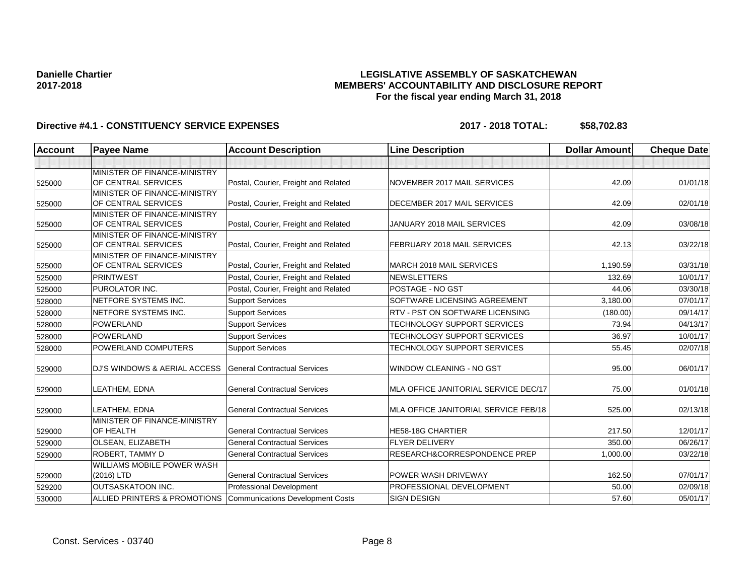**Danielle Chartier**
**2017-2018**

**LEGISLATIVE ASSEMBLY OF SASKATCHEWAN**
**MEMBERS' ACCOUNTABILITY AND DISCLOSURE REPORT**
**For the fiscal year ending March 31, 2018**

**Directive #4.1 - CONSTITUENCY SERVICE EXPENSES** **2017 - 2018 TOTAL: $58,702.83**

| Account | Payee Name | Account Description | Line Description | Dollar Amount | Cheque Date |
|---|---|---|---|---|---|
| | | | | | |
| 525000 | MINISTER OF FINANCE-MINISTRY OF CENTRAL SERVICES | Postal, Courier, Freight and Related | NOVEMBER 2017 MAIL SERVICES | 42.09 | 01/01/18 |
| 525000 | MINISTER OF FINANCE-MINISTRY OF CENTRAL SERVICES | Postal, Courier, Freight and Related | DECEMBER 2017 MAIL SERVICES | 42.09 | 02/01/18 |
| 525000 | MINISTER OF FINANCE-MINISTRY OF CENTRAL SERVICES | Postal, Courier, Freight and Related | JANUARY 2018 MAIL SERVICES | 42.09 | 03/08/18 |
| 525000 | MINISTER OF FINANCE-MINISTRY OF CENTRAL SERVICES | Postal, Courier, Freight and Related | FEBRUARY 2018 MAIL SERVICES | 42.13 | 03/22/18 |
| 525000 | MINISTER OF FINANCE-MINISTRY OF CENTRAL SERVICES | Postal, Courier, Freight and Related | MARCH 2018 MAIL SERVICES | 1,190.59 | 03/31/18 |
| 525000 | PRINTWEST | Postal, Courier, Freight and Related | NEWSLETTERS | 132.69 | 10/01/17 |
| 525000 | PUROLATOR INC. | Postal, Courier, Freight and Related | POSTAGE - NO GST | 44.06 | 03/30/18 |
| 528000 | NETFORE SYSTEMS INC. | Support Services | SOFTWARE LICENSING AGREEMENT | 3,180.00 | 07/01/17 |
| 528000 | NETFORE SYSTEMS INC. | Support Services | RTV - PST ON SOFTWARE LICENSING | (180.00) | 09/14/17 |
| 528000 | POWERLAND | Support Services | TECHNOLOGY SUPPORT SERVICES | 73.94 | 04/13/17 |
| 528000 | POWERLAND | Support Services | TECHNOLOGY SUPPORT SERVICES | 36.97 | 10/01/17 |
| 528000 | POWERLAND COMPUTERS | Support Services | TECHNOLOGY SUPPORT SERVICES | 55.45 | 02/07/18 |
| 529000 | DJ'S WINDOWS & AERIAL ACCESS | General Contractual Services | WINDOW CLEANING - NO GST | 95.00 | 06/01/17 |
| 529000 | LEATHEM, EDNA | General Contractual Services | MLA OFFICE JANITORIAL SERVICE DEC/17 | 75.00 | 01/01/18 |
| 529000 | LEATHEM, EDNA | General Contractual Services | MLA OFFICE JANITORIAL SERVICE FEB/18 | 525.00 | 02/13/18 |
| 529000 | MINISTER OF FINANCE-MINISTRY OF HEALTH | General Contractual Services | HE58-18G CHARTIER | 217.50 | 12/01/17 |
| 529000 | OLSEAN, ELIZABETH | General Contractual Services | FLYER DELIVERY | 350.00 | 06/26/17 |
| 529000 | ROBERT, TAMMY D | General Contractual Services | RESEARCH&CORRESPONDENCE PREP | 1,000.00 | 03/22/18 |
| 529000 | WILLIAMS MOBILE POWER WASH (2016) LTD | General Contractual Services | POWER WASH DRIVEWAY | 162.50 | 07/01/17 |
| 529200 | OUTSASKATOON INC. | Professional Development | PROFESSIONAL DEVELOPMENT | 50.00 | 02/09/18 |
| 530000 | ALLIED PRINTERS & PROMOTIONS | Communications Development Costs | SIGN DESIGN | 57.60 | 05/01/17 |

Const. Services - 03740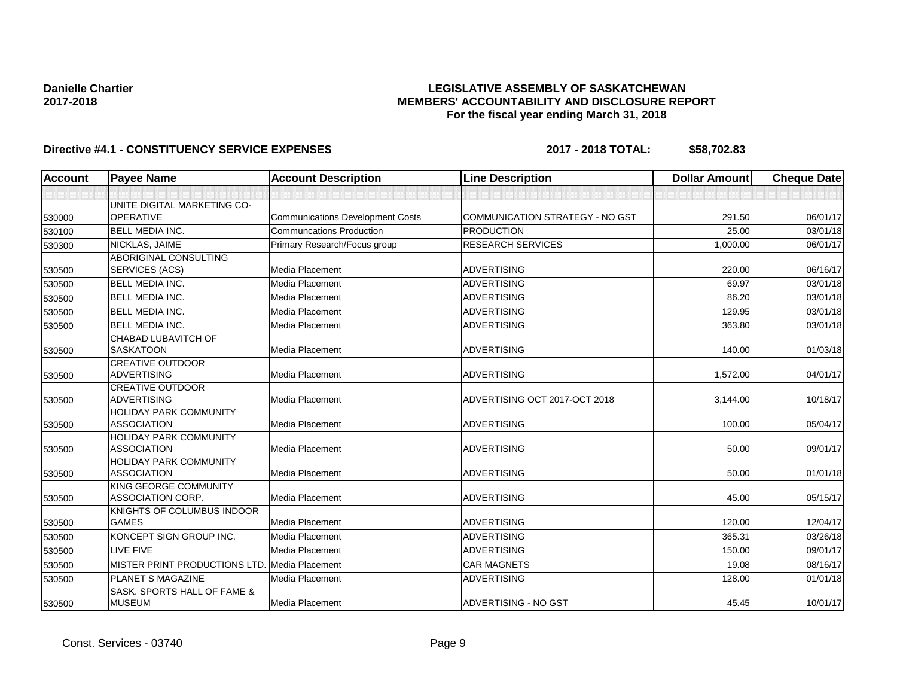**Danielle Chartier**
**2017-2018**

**LEGISLATIVE ASSEMBLY OF SASKATCHEWAN**
**MEMBERS' ACCOUNTABILITY AND DISCLOSURE REPORT**
**For the fiscal year ending March 31, 2018**

**Directive #4.1 - CONSTITUENCY SERVICE EXPENSES** **2017 - 2018 TOTAL: $58,702.83**

| Account | Payee Name | Account Description | Line Description | Dollar Amount | Cheque Date |
|---|---|---|---|---|---|
| | | | | | |
| 530000 | UNITE DIGITAL MARKETING CO-OPERATIVE | Communications Development Costs | COMMUNICATION STRATEGY - NO GST | 291.50 | 06/01/17 |
| 530100 | BELL MEDIA INC. | Communcations Production | PRODUCTION | 25.00 | 03/01/18 |
| 530300 | NICKLAS, JAIME | Primary Research/Focus group | RESEARCH SERVICES | 1,000.00 | 06/01/17 |
| 530500 | ABORIGINAL CONSULTING SERVICES (ACS) | Media Placement | ADVERTISING | 220.00 | 06/16/17 |
| 530500 | BELL MEDIA INC. | Media Placement | ADVERTISING | 69.97 | 03/01/18 |
| 530500 | BELL MEDIA INC. | Media Placement | ADVERTISING | 86.20 | 03/01/18 |
| 530500 | BELL MEDIA INC. | Media Placement | ADVERTISING | 129.95 | 03/01/18 |
| 530500 | BELL MEDIA INC. | Media Placement | ADVERTISING | 363.80 | 03/01/18 |
| 530500 | CHABAD LUBAVITCH OF SASKATOON | Media Placement | ADVERTISING | 140.00 | 01/03/18 |
| 530500 | CREATIVE OUTDOOR ADVERTISING | Media Placement | ADVERTISING | 1,572.00 | 04/01/17 |
| 530500 | CREATIVE OUTDOOR ADVERTISING | Media Placement | ADVERTISING OCT 2017-OCT 2018 | 3,144.00 | 10/18/17 |
| 530500 | HOLIDAY PARK COMMUNITY ASSOCIATION | Media Placement | ADVERTISING | 100.00 | 05/04/17 |
| 530500 | HOLIDAY PARK COMMUNITY ASSOCIATION | Media Placement | ADVERTISING | 50.00 | 09/01/17 |
| 530500 | HOLIDAY PARK COMMUNITY ASSOCIATION | Media Placement | ADVERTISING | 50.00 | 01/01/18 |
| 530500 | KING GEORGE COMMUNITY ASSOCIATION CORP. | Media Placement | ADVERTISING | 45.00 | 05/15/17 |
| 530500 | KNIGHTS OF COLUMBUS INDOOR GAMES | Media Placement | ADVERTISING | 120.00 | 12/04/17 |
| 530500 | KONCEPT SIGN GROUP INC. | Media Placement | ADVERTISING | 365.31 | 03/26/18 |
| 530500 | LIVE FIVE | Media Placement | ADVERTISING | 150.00 | 09/01/17 |
| 530500 | MISTER PRINT PRODUCTIONS LTD. | Media Placement | CAR MAGNETS | 19.08 | 08/16/17 |
| 530500 | PLANET S MAGAZINE | Media Placement | ADVERTISING | 128.00 | 01/01/18 |
| 530500 | SASK. SPORTS HALL OF FAME & MUSEUM | Media Placement | ADVERTISING - NO GST | 45.45 | 10/01/17 |

Const. Services - 03740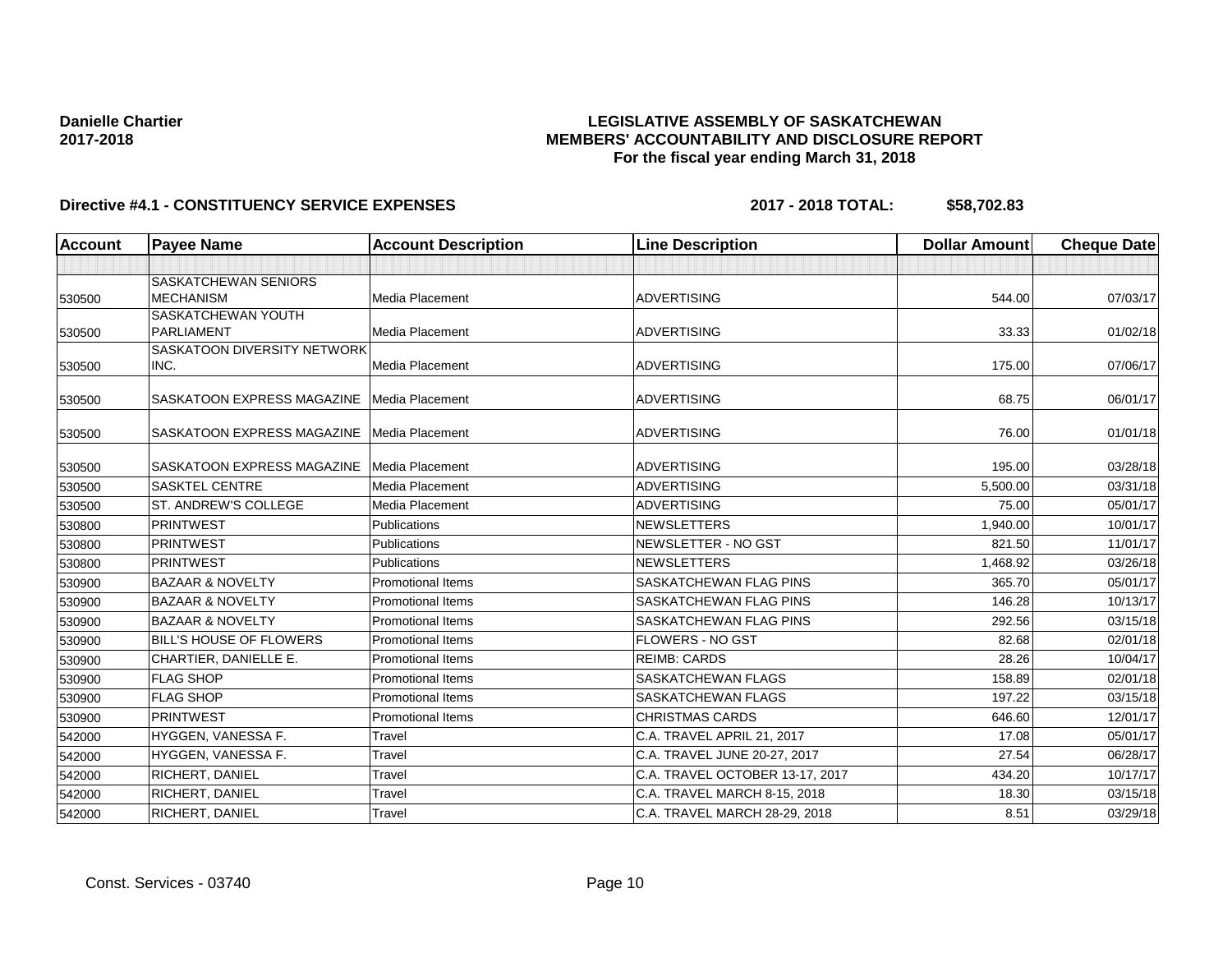**Danielle Chartier**
**2017-2018**

**LEGISLATIVE ASSEMBLY OF SASKATCHEWAN**
**MEMBERS' ACCOUNTABILITY AND DISCLOSURE REPORT**
**For the fiscal year ending March 31, 2018**

**Directive #4.1 - CONSTITUENCY SERVICE EXPENSES** **2017 - 2018 TOTAL: $58,702.83**

| Account | Payee Name | Account Description | Line Description | Dollar Amount | Cheque Date |
|---|---|---|---|---|---|
| | | | | | |
| 530500 | SASKATCHEWAN SENIORS MECHANISM | Media Placement | ADVERTISING | 544.00 | 07/03/17 |
| 530500 | SASKATCHEWAN YOUTH PARLIAMENT | Media Placement | ADVERTISING | 33.33 | 01/02/18 |
| 530500 | SASKATOON DIVERSITY NETWORK INC. | Media Placement | ADVERTISING | 175.00 | 07/06/17 |
| 530500 | SASKATOON EXPRESS MAGAZINE | Media Placement | ADVERTISING | 68.75 | 06/01/17 |
| 530500 | SASKATOON EXPRESS MAGAZINE | Media Placement | ADVERTISING | 76.00 | 01/01/18 |
| 530500 | SASKATOON EXPRESS MAGAZINE | Media Placement | ADVERTISING | 195.00 | 03/28/18 |
| 530500 | SASKTEL CENTRE | Media Placement | ADVERTISING | 5,500.00 | 03/31/18 |
| 530500 | ST. ANDREW'S COLLEGE | Media Placement | ADVERTISING | 75.00 | 05/01/17 |
| 530800 | PRINTWEST | Publications | NEWSLETTERS | 1,940.00 | 10/01/17 |
| 530800 | PRINTWEST | Publications | NEWSLETTER - NO GST | 821.50 | 11/01/17 |
| 530800 | PRINTWEST | Publications | NEWSLETTERS | 1,468.92 | 03/26/18 |
| 530900 | BAZAAR & NOVELTY | Promotional Items | SASKATCHEWAN FLAG PINS | 365.70 | 05/01/17 |
| 530900 | BAZAAR & NOVELTY | Promotional Items | SASKATCHEWAN FLAG PINS | 146.28 | 10/13/17 |
| 530900 | BAZAAR & NOVELTY | Promotional Items | SASKATCHEWAN FLAG PINS | 292.56 | 03/15/18 |
| 530900 | BILL'S HOUSE OF FLOWERS | Promotional Items | FLOWERS - NO GST | 82.68 | 02/01/18 |
| 530900 | CHARTIER, DANIELLE E. | Promotional Items | REIMB: CARDS | 28.26 | 10/04/17 |
| 530900 | FLAG SHOP | Promotional Items | SASKATCHEWAN FLAGS | 158.89 | 02/01/18 |
| 530900 | FLAG SHOP | Promotional Items | SASKATCHEWAN FLAGS | 197.22 | 03/15/18 |
| 530900 | PRINTWEST | Promotional Items | CHRISTMAS CARDS | 646.60 | 12/01/17 |
| 542000 | HYGGEN, VANESSA F. | Travel | C.A. TRAVEL APRIL 21, 2017 | 17.08 | 05/01/17 |
| 542000 | HYGGEN, VANESSA F. | Travel | C.A. TRAVEL JUNE 20-27, 2017 | 27.54 | 06/28/17 |
| 542000 | RICHERT, DANIEL | Travel | C.A. TRAVEL OCTOBER 13-17, 2017 | 434.20 | 10/17/17 |
| 542000 | RICHERT, DANIEL | Travel | C.A. TRAVEL MARCH 8-15, 2018 | 18.30 | 03/15/18 |
| 542000 | RICHERT, DANIEL | Travel | C.A. TRAVEL MARCH 28-29, 2018 | 8.51 | 03/29/18 |

Const. Services - 03740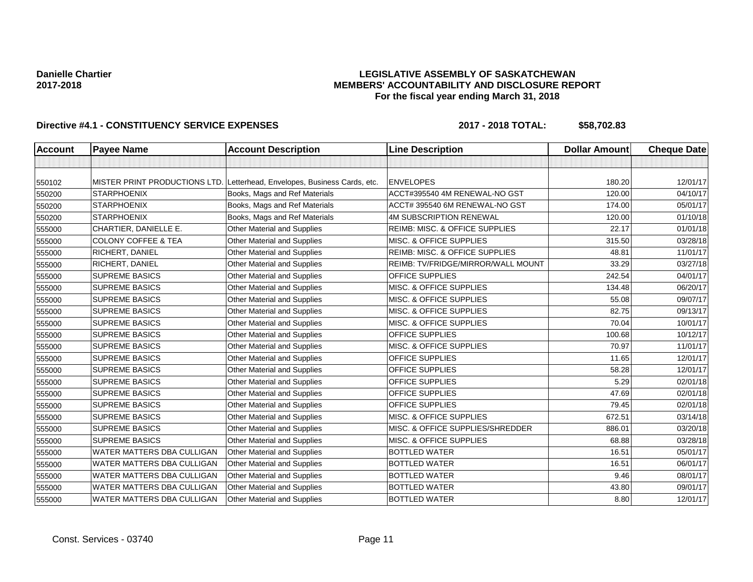**Danielle Chartier**
**2017-2018**

**LEGISLATIVE ASSEMBLY OF SASKATCHEWAN**
**MEMBERS' ACCOUNTABILITY AND DISCLOSURE REPORT**
**For the fiscal year ending March 31, 2018**

**Directive #4.1 - CONSTITUENCY SERVICE EXPENSES** **2017 - 2018 TOTAL: $58,702.83**

| Account | Payee Name | Account Description | Line Description | Dollar Amount | Cheque Date |
|---|---|---|---|---|---|
| | | | | | |
| 550102 | MISTER PRINT PRODUCTIONS LTD. | Letterhead, Envelopes, Business Cards, etc. | ENVELOPES | 180.20 | 12/01/17 |
| 550200 | STARPHOENIX | Books, Mags and Ref Materials | ACCT#395540 4M RENEWAL-NO GST | 120.00 | 04/10/17 |
| 550200 | STARPHOENIX | Books, Mags and Ref Materials | ACCT# 395540 6M RENEWAL-NO GST | 174.00 | 05/01/17 |
| 550200 | STARPHOENIX | Books, Mags and Ref Materials | 4M SUBSCRIPTION RENEWAL | 120.00 | 01/10/18 |
| 555000 | CHARTIER, DANIELLE E. | Other Material and Supplies | REIMB: MISC. & OFFICE SUPPLIES | 22.17 | 01/01/18 |
| 555000 | COLONY COFFEE & TEA | Other Material and Supplies | MISC. & OFFICE SUPPLIES | 315.50 | 03/28/18 |
| 555000 | RICHERT, DANIEL | Other Material and Supplies | REIMB: MISC. & OFFICE SUPPLIES | 48.81 | 11/01/17 |
| 555000 | RICHERT, DANIEL | Other Material and Supplies | REIMB: TV/FRIDGE/MIRROR/WALL MOUNT | 33.29 | 03/27/18 |
| 555000 | SUPREME BASICS | Other Material and Supplies | OFFICE SUPPLIES | 242.54 | 04/01/17 |
| 555000 | SUPREME BASICS | Other Material and Supplies | MISC. & OFFICE SUPPLIES | 134.48 | 06/20/17 |
| 555000 | SUPREME BASICS | Other Material and Supplies | MISC. & OFFICE SUPPLIES | 55.08 | 09/07/17 |
| 555000 | SUPREME BASICS | Other Material and Supplies | MISC. & OFFICE SUPPLIES | 82.75 | 09/13/17 |
| 555000 | SUPREME BASICS | Other Material and Supplies | MISC. & OFFICE SUPPLIES | 70.04 | 10/01/17 |
| 555000 | SUPREME BASICS | Other Material and Supplies | OFFICE SUPPLIES | 100.68 | 10/12/17 |
| 555000 | SUPREME BASICS | Other Material and Supplies | MISC. & OFFICE SUPPLIES | 70.97 | 11/01/17 |
| 555000 | SUPREME BASICS | Other Material and Supplies | OFFICE SUPPLIES | 11.65 | 12/01/17 |
| 555000 | SUPREME BASICS | Other Material and Supplies | OFFICE SUPPLIES | 58.28 | 12/01/17 |
| 555000 | SUPREME BASICS | Other Material and Supplies | OFFICE SUPPLIES | 5.29 | 02/01/18 |
| 555000 | SUPREME BASICS | Other Material and Supplies | OFFICE SUPPLIES | 47.69 | 02/01/18 |
| 555000 | SUPREME BASICS | Other Material and Supplies | OFFICE SUPPLIES | 79.45 | 02/01/18 |
| 555000 | SUPREME BASICS | Other Material and Supplies | MISC. & OFFICE SUPPLIES | 672.51 | 03/14/18 |
| 555000 | SUPREME BASICS | Other Material and Supplies | MISC. & OFFICE SUPPLIES/SHREDDER | 886.01 | 03/20/18 |
| 555000 | SUPREME BASICS | Other Material and Supplies | MISC. & OFFICE SUPPLIES | 68.88 | 03/28/18 |
| 555000 | WATER MATTERS DBA CULLIGAN | Other Material and Supplies | BOTTLED WATER | 16.51 | 05/01/17 |
| 555000 | WATER MATTERS DBA CULLIGAN | Other Material and Supplies | BOTTLED WATER | 16.51 | 06/01/17 |
| 555000 | WATER MATTERS DBA CULLIGAN | Other Material and Supplies | BOTTLED WATER | 9.46 | 08/01/17 |
| 555000 | WATER MATTERS DBA CULLIGAN | Other Material and Supplies | BOTTLED WATER | 43.80 | 09/01/17 |
| 555000 | WATER MATTERS DBA CULLIGAN | Other Material and Supplies | BOTTLED WATER | 8.80 | 12/01/17 |

Const. Services - 03740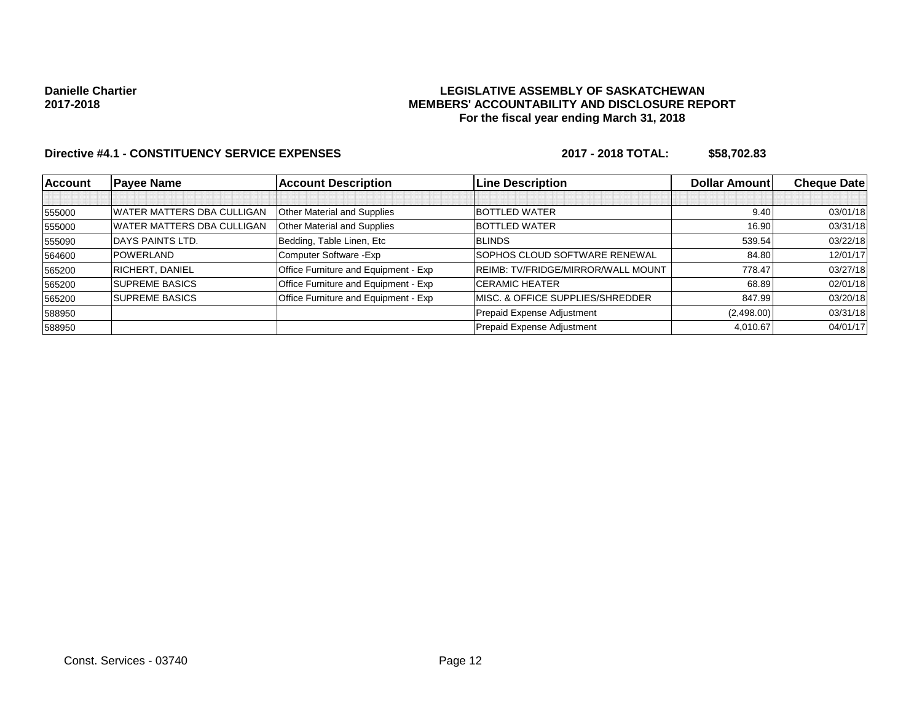**Danielle Chartier**
**2017-2018**

**LEGISLATIVE ASSEMBLY OF SASKATCHEWAN**
**MEMBERS' ACCOUNTABILITY AND DISCLOSURE REPORT**
**For the fiscal year ending March 31, 2018**

**Directive #4.1 - CONSTITUENCY SERVICE EXPENSES** **2017 - 2018 TOTAL: $58,702.83**

| Account | Payee Name | Account Description | Line Description | Dollar Amount | Cheque Date |
|---|---|---|---|---|---|
| | | | | | |
| 555000 | WATER MATTERS DBA CULLIGAN | Other Material and Supplies | BOTTLED WATER | 9.40 | 03/01/18 |
| 555000 | WATER MATTERS DBA CULLIGAN | Other Material and Supplies | BOTTLED WATER | 16.90 | 03/31/18 |
| 555090 | DAYS PAINTS LTD. | Bedding, Table Linen, Etc | BLINDS | 539.54 | 03/22/18 |
| 564600 | POWERLAND | Computer Software -Exp | SOPHOS CLOUD SOFTWARE RENEWAL | 84.80 | 12/01/17 |
| 565200 | RICHERT, DANIEL | Office Furniture and Equipment - Exp | REIMB: TV/FRIDGE/MIRROR/WALL MOUNT | 778.47 | 03/27/18 |
| 565200 | SUPREME BASICS | Office Furniture and Equipment - Exp | CERAMIC HEATER | 68.89 | 02/01/18 |
| 565200 | SUPREME BASICS | Office Furniture and Equipment - Exp | MISC. & OFFICE SUPPLIES/SHREDDER | 847.99 | 03/20/18 |
| 588950 | | | Prepaid Expense Adjustment | (2,498.00) | 03/31/18 |
| 588950 | | | Prepaid Expense Adjustment | 4,010.67 | 04/01/17 |

Const. Services - 03740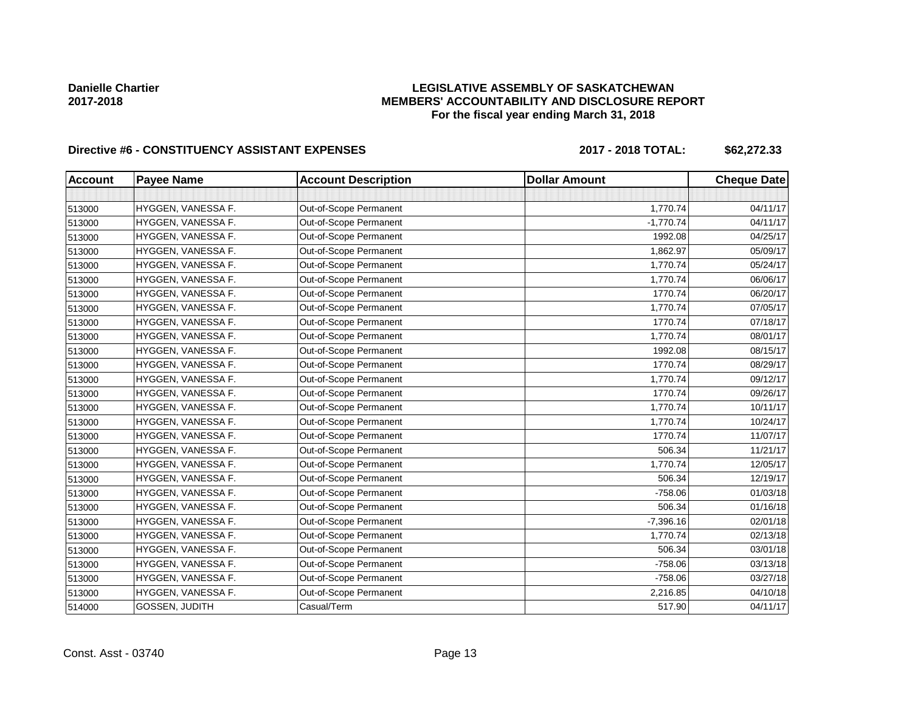Danielle Chartier
2017-2018

# LEGISLATIVE ASSEMBLY OF SASKATCHEWAN
## MEMBERS' ACCOUNTABILITY AND DISCLOSURE REPORT
### For the fiscal year ending March 31, 2018

**Directive #6 - CONSTITUENCY ASSISTANT EXPENSES** **2017 - 2018 TOTAL: $62,272.33**

| Account | Payee Name | Account Description | Dollar Amount | Cheque Date |
|---|---|---|---|---|
| | | | | |
| 513000 | HYGGEN, VANESSA F. | Out-of-Scope Permanent | 1,770.74 | 04/11/17 |
| 513000 | HYGGEN, VANESSA F. | Out-of-Scope Permanent | -1,770.74 | 04/11/17 |
| 513000 | HYGGEN, VANESSA F. | Out-of-Scope Permanent | 1992.08 | 04/25/17 |
| 513000 | HYGGEN, VANESSA F. | Out-of-Scope Permanent | 1,862.97 | 05/09/17 |
| 513000 | HYGGEN, VANESSA F. | Out-of-Scope Permanent | 1,770.74 | 05/24/17 |
| 513000 | HYGGEN, VANESSA F. | Out-of-Scope Permanent | 1,770.74 | 06/06/17 |
| 513000 | HYGGEN, VANESSA F. | Out-of-Scope Permanent | 1770.74 | 06/20/17 |
| 513000 | HYGGEN, VANESSA F. | Out-of-Scope Permanent | 1,770.74 | 07/05/17 |
| 513000 | HYGGEN, VANESSA F. | Out-of-Scope Permanent | 1770.74 | 07/18/17 |
| 513000 | HYGGEN, VANESSA F. | Out-of-Scope Permanent | 1,770.74 | 08/01/17 |
| 513000 | HYGGEN, VANESSA F. | Out-of-Scope Permanent | 1992.08 | 08/15/17 |
| 513000 | HYGGEN, VANESSA F. | Out-of-Scope Permanent | 1770.74 | 08/29/17 |
| 513000 | HYGGEN, VANESSA F. | Out-of-Scope Permanent | 1,770.74 | 09/12/17 |
| 513000 | HYGGEN, VANESSA F. | Out-of-Scope Permanent | 1770.74 | 09/26/17 |
| 513000 | HYGGEN, VANESSA F. | Out-of-Scope Permanent | 1,770.74 | 10/11/17 |
| 513000 | HYGGEN, VANESSA F. | Out-of-Scope Permanent | 1,770.74 | 10/24/17 |
| 513000 | HYGGEN, VANESSA F. | Out-of-Scope Permanent | 1770.74 | 11/07/17 |
| 513000 | HYGGEN, VANESSA F. | Out-of-Scope Permanent | 506.34 | 11/21/17 |
| 513000 | HYGGEN, VANESSA F. | Out-of-Scope Permanent | 1,770.74 | 12/05/17 |
| 513000 | HYGGEN, VANESSA F. | Out-of-Scope Permanent | 506.34 | 12/19/17 |
| 513000 | HYGGEN, VANESSA F. | Out-of-Scope Permanent | -758.06 | 01/03/18 |
| 513000 | HYGGEN, VANESSA F. | Out-of-Scope Permanent | 506.34 | 01/16/18 |
| 513000 | HYGGEN, VANESSA F. | Out-of-Scope Permanent | -7,396.16 | 02/01/18 |
| 513000 | HYGGEN, VANESSA F. | Out-of-Scope Permanent | 1,770.74 | 02/13/18 |
| 513000 | HYGGEN, VANESSA F. | Out-of-Scope Permanent | 506.34 | 03/01/18 |
| 513000 | HYGGEN, VANESSA F. | Out-of-Scope Permanent | -758.06 | 03/13/18 |
| 513000 | HYGGEN, VANESSA F. | Out-of-Scope Permanent | -758.06 | 03/27/18 |
| 513000 | HYGGEN, VANESSA F. | Out-of-Scope Permanent | 2,216.85 | 04/10/18 |
| 514000 | GOSSEN, JUDITH | Casual/Term | 517.90 | 04/11/17 |

Const. Asst - 03740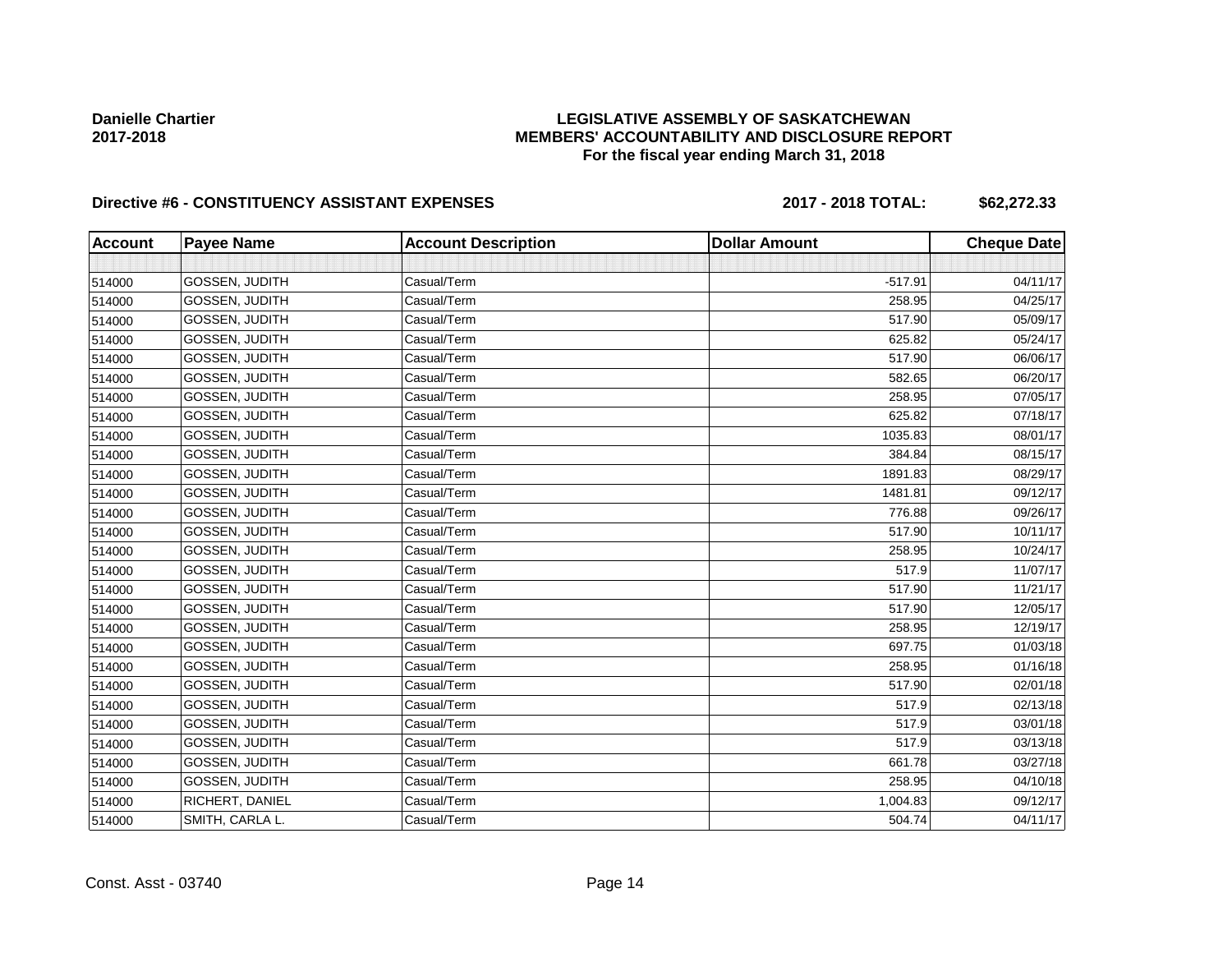**Danielle Chartier**
**2017-2018**

**LEGISLATIVE ASSEMBLY OF SASKATCHEWAN**
**MEMBERS' ACCOUNTABILITY AND DISCLOSURE REPORT**
**For the fiscal year ending March 31, 2018**

**Directive #6 - CONSTITUENCY ASSISTANT EXPENSES** **2017 - 2018 TOTAL: $62,272.33**

| Account | Payee Name | Account Description | Dollar Amount | Cheque Date |
|---|---|---|---|---|
| | | | | |
| 514000 | GOSSEN, JUDITH | Casual/Term | -517.91 | 04/11/17 |
| 514000 | GOSSEN, JUDITH | Casual/Term | 258.95 | 04/25/17 |
| 514000 | GOSSEN, JUDITH | Casual/Term | 517.90 | 05/09/17 |
| 514000 | GOSSEN, JUDITH | Casual/Term | 625.82 | 05/24/17 |
| 514000 | GOSSEN, JUDITH | Casual/Term | 517.90 | 06/06/17 |
| 514000 | GOSSEN, JUDITH | Casual/Term | 582.65 | 06/20/17 |
| 514000 | GOSSEN, JUDITH | Casual/Term | 258.95 | 07/05/17 |
| 514000 | GOSSEN, JUDITH | Casual/Term | 625.82 | 07/18/17 |
| 514000 | GOSSEN, JUDITH | Casual/Term | 1035.83 | 08/01/17 |
| 514000 | GOSSEN, JUDITH | Casual/Term | 384.84 | 08/15/17 |
| 514000 | GOSSEN, JUDITH | Casual/Term | 1891.83 | 08/29/17 |
| 514000 | GOSSEN, JUDITH | Casual/Term | 1481.81 | 09/12/17 |
| 514000 | GOSSEN, JUDITH | Casual/Term | 776.88 | 09/26/17 |
| 514000 | GOSSEN, JUDITH | Casual/Term | 517.90 | 10/11/17 |
| 514000 | GOSSEN, JUDITH | Casual/Term | 258.95 | 10/24/17 |
| 514000 | GOSSEN, JUDITH | Casual/Term | 517.9 | 11/07/17 |
| 514000 | GOSSEN, JUDITH | Casual/Term | 517.90 | 11/21/17 |
| 514000 | GOSSEN, JUDITH | Casual/Term | 517.90 | 12/05/17 |
| 514000 | GOSSEN, JUDITH | Casual/Term | 258.95 | 12/19/17 |
| 514000 | GOSSEN, JUDITH | Casual/Term | 697.75 | 01/03/18 |
| 514000 | GOSSEN, JUDITH | Casual/Term | 258.95 | 01/16/18 |
| 514000 | GOSSEN, JUDITH | Casual/Term | 517.90 | 02/01/18 |
| 514000 | GOSSEN, JUDITH | Casual/Term | 517.9 | 02/13/18 |
| 514000 | GOSSEN, JUDITH | Casual/Term | 517.9 | 03/01/18 |
| 514000 | GOSSEN, JUDITH | Casual/Term | 517.9 | 03/13/18 |
| 514000 | GOSSEN, JUDITH | Casual/Term | 661.78 | 03/27/18 |
| 514000 | GOSSEN, JUDITH | Casual/Term | 258.95 | 04/10/18 |
| 514000 | RICHERT, DANIEL | Casual/Term | 1,004.83 | 09/12/17 |
| 514000 | SMITH, CARLA L. | Casual/Term | 504.74 | 04/11/17 |

Const. Asst - 03740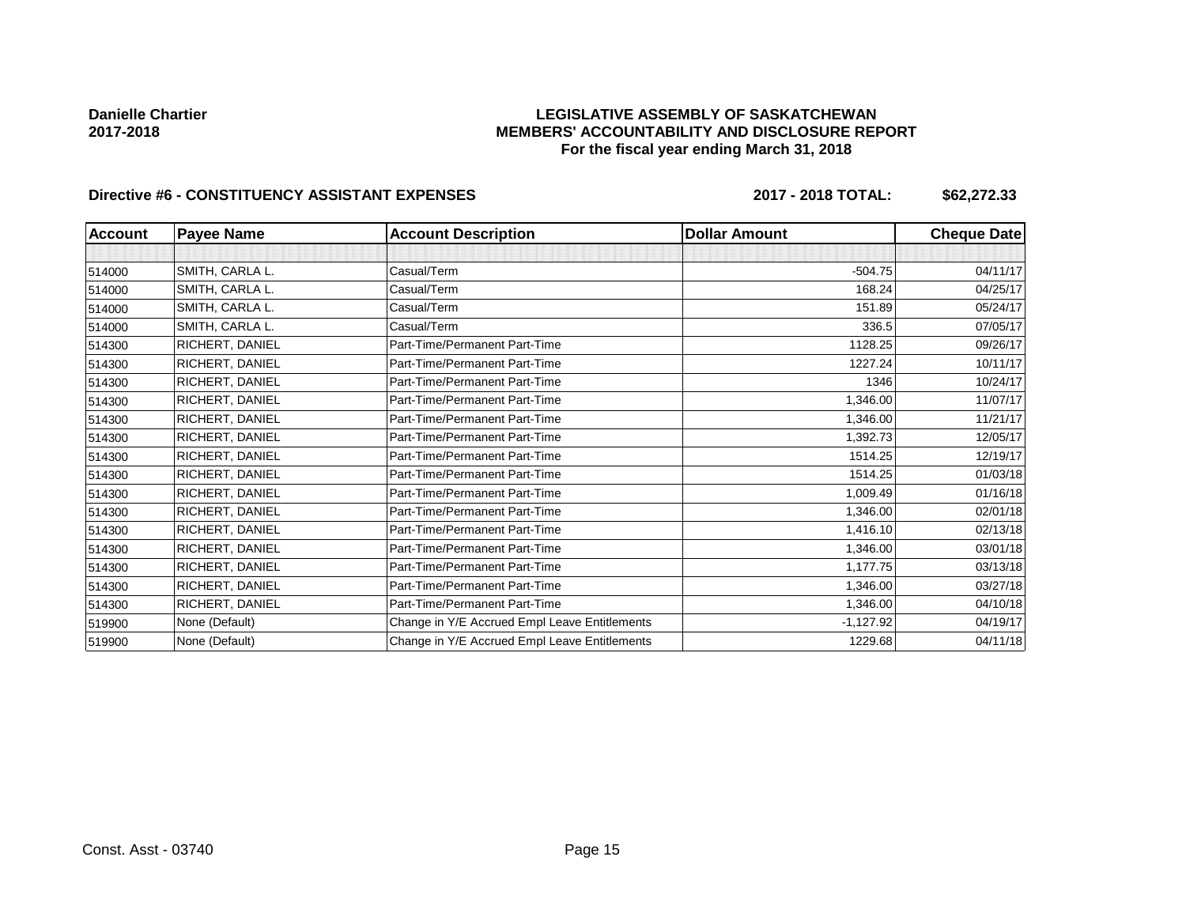**Danielle Chartier**
**2017-2018**

**LEGISLATIVE ASSEMBLY OF SASKATCHEWAN**
**MEMBERS' ACCOUNTABILITY AND DISCLOSURE REPORT**
**For the fiscal year ending March 31, 2018**

**Directive #6 - CONSTITUENCY ASSISTANT EXPENSES** **2017 - 2018 TOTAL: $62,272.33**

| Account | Payee Name | Account Description | Dollar Amount | Cheque Date |
|---|---|---|---|---|
| | | | | |
| 514000 | SMITH, CARLA L. | Casual/Term | -504.75 | 04/11/17 |
| 514000 | SMITH, CARLA L. | Casual/Term | 168.24 | 04/25/17 |
| 514000 | SMITH, CARLA L. | Casual/Term | 151.89 | 05/24/17 |
| 514000 | SMITH, CARLA L. | Casual/Term | 336.5 | 07/05/17 |
| 514300 | RICHERT, DANIEL | Part-Time/Permanent Part-Time | 1128.25 | 09/26/17 |
| 514300 | RICHERT, DANIEL | Part-Time/Permanent Part-Time | 1227.24 | 10/11/17 |
| 514300 | RICHERT, DANIEL | Part-Time/Permanent Part-Time | 1346 | 10/24/17 |
| 514300 | RICHERT, DANIEL | Part-Time/Permanent Part-Time | 1,346.00 | 11/07/17 |
| 514300 | RICHERT, DANIEL | Part-Time/Permanent Part-Time | 1,346.00 | 11/21/17 |
| 514300 | RICHERT, DANIEL | Part-Time/Permanent Part-Time | 1,392.73 | 12/05/17 |
| 514300 | RICHERT, DANIEL | Part-Time/Permanent Part-Time | 1514.25 | 12/19/17 |
| 514300 | RICHERT, DANIEL | Part-Time/Permanent Part-Time | 1514.25 | 01/03/18 |
| 514300 | RICHERT, DANIEL | Part-Time/Permanent Part-Time | 1,009.49 | 01/16/18 |
| 514300 | RICHERT, DANIEL | Part-Time/Permanent Part-Time | 1,346.00 | 02/01/18 |
| 514300 | RICHERT, DANIEL | Part-Time/Permanent Part-Time | 1,416.10 | 02/13/18 |
| 514300 | RICHERT, DANIEL | Part-Time/Permanent Part-Time | 1,346.00 | 03/01/18 |
| 514300 | RICHERT, DANIEL | Part-Time/Permanent Part-Time | 1,177.75 | 03/13/18 |
| 514300 | RICHERT, DANIEL | Part-Time/Permanent Part-Time | 1,346.00 | 03/27/18 |
| 514300 | RICHERT, DANIEL | Part-Time/Permanent Part-Time | 1,346.00 | 04/10/18 |
| 519900 | None (Default) | Change in Y/E Accrued Empl Leave Entitlements | -1,127.92 | 04/19/17 |
| 519900 | None (Default) | Change in Y/E Accrued Empl Leave Entitlements | 1229.68 | 04/11/18 |

Const. Asst - 03740